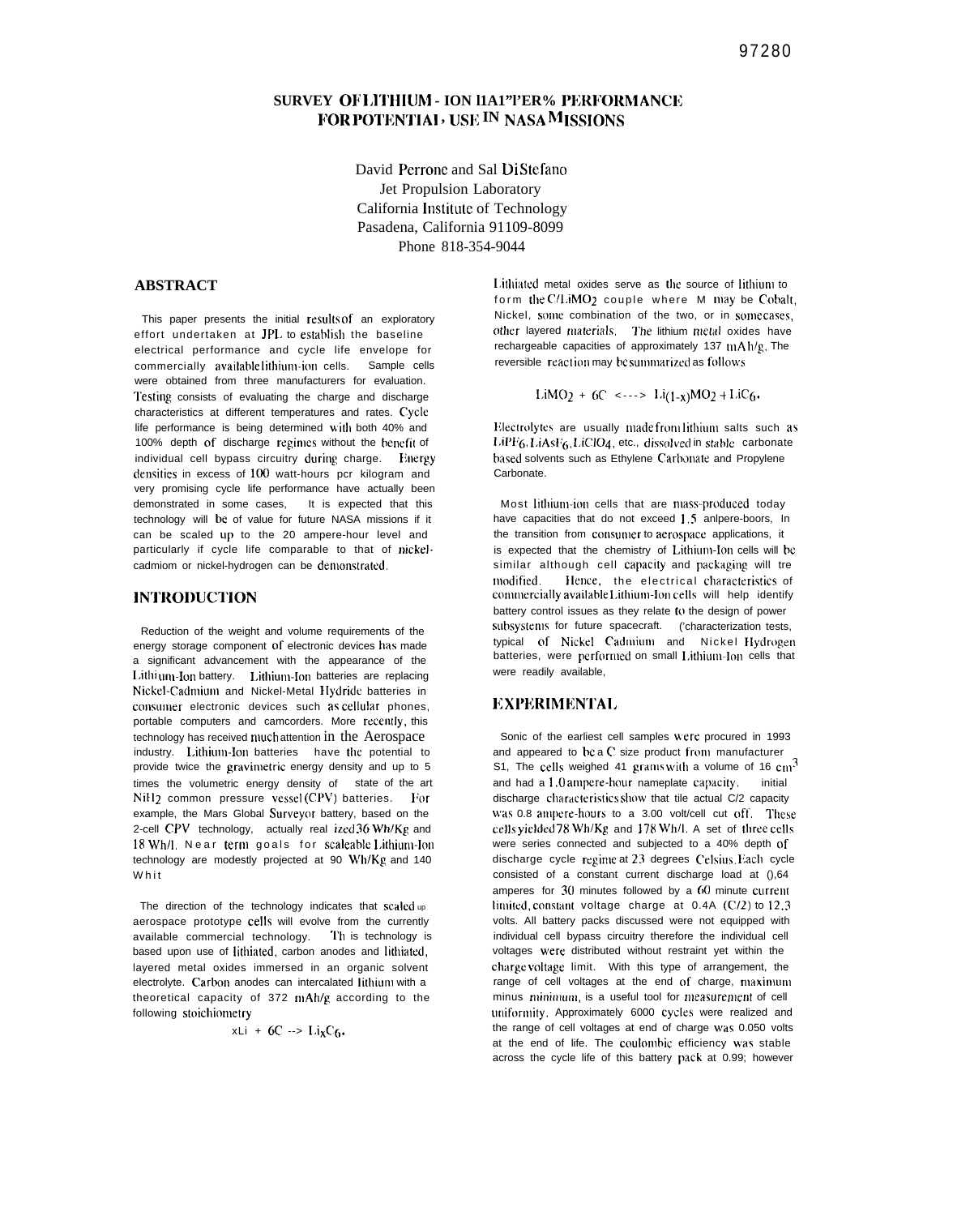97280

# SURVEY OF LITHIUM - ION BATTERY PERFORMANCE FOR POTENTIAL USE IN NASA MISSIONS

David Perrone and Sal DiStefano
Jet Propulsion Laboratory
California Institute of Technology
Pasadena, California 91109-8099
Phone 818-354-9044

## ABSTRACT

This paper presents the initial results of an exploratory effort undertaken at JPL to establish the baseline electrical performance and cycle life envelope for commercially available lithium-ion cells. Sample cells were obtained from three manufacturers for evaluation. Testing consists of evaluating the charge and discharge characteristics at different temperatures and rates. Cycle life performance is being determined with both 40% and 100% depth of discharge regimes without the benefit of individual cell bypass circuitry during charge. Energy densities in excess of 100 watt-hours pcr kilogram and very promising cycle life performance have actually been demonstrated in some cases. It is expected that this technology will be of value for future NASA missions if it can be scaled up to the 20 ampere-hour level and particularly if cycle life comparable to that of nickel-cadmiom or nickel-hydrogen can be demonstrated.

## INTRODUCTION

Reduction of the weight and volume requirements of the energy storage component of electronic devices has made a significant advancement with the appearance of the Lithium-Ion battery. Lithium-Ion batteries are replacing Nickel-Cadmium and Nickel-Metal Hydride batteries in consumer electronic devices such as cellular phones, portable computers and camcorders. More recently, this technology has received much attention in the Aerospace industry. Lithium-Ion batteries have the potential to provide twice the gravimetric energy density and up to 5 times the volumetric energy density of state of the art $NiH_2$ common pressure vessel (CPV) batteries. For example, the Mars Global Surveyor battery, based on the 2-cell CPV technology, actually realized 36 Wh/Kg and 18 Wh/l. Near term goals for scaleable Lithium-Ion technology are modestly projected at 90 Wh/Kg and 140 Wh/l.

The direction of the technology indicates that scaled up aerospace prototype cells will evolve from the currently available commercial technology. This technology is based upon use of lithiated, carbon anodes and lithiated, layered metal oxides immersed in an organic solvent electrolyte. Carbon anodes can intercalated lithium with a theoretical capacity of 372 mAh/g according to the following stoichiometry

$$xLi + 6C \rightarrow Li_xC_6.$$

Lithiated metal oxides serve as the source of lithium to form the $C/LiMO_2$ couple where M may be Cobalt, Nickel, some combination of the two, or in some cases, other layered materials. The lithium metal oxides have rechargeable capacities of approximately 137 mAh/g. The reversible reaction may be summarized as follows

$$LiMO_2 + 6C \longleftrightarrow Li_{(1-x)}MO_2 + LiC_6.$$

Electrolytes are usually made from lithium salts such as $LiPF_6$, $LiAsF_6$, $LiClO_4$, etc., dissolved in stable carbonate based solvents such as Ethylene Carbonate and Propylene Carbonate.

Most lithium-ion cells that are mass-produced today have capacities that do not exceed 1.5 anlpere-hours. In the transition from consumer to aerospace applications, it is expected that the chemistry of Lithium-Ion cells will be similar although cell capacity and packaging will tre modified. Hence, the electrical characteristics of commercially available Lithium-Ion cells will help identify battery control issues as they relate to the design of power subsystems for future spacecraft. Characterization tests, typical of Nickel Cadmium and Nickel Hydrogen batteries, were performed on small Lithium-Ion cells that were readily available.

## EXPERIMENTAL

Some of the earliest cell samples were procured in 1993 and appeared to be a C size product from manufacturer S1. The cells weighed 41 grams with a volume of 16 $cm^3$ and had a 1.0 ampere-hour nameplate capacity. initial discharge characteristics show that the actual C/2 capacity was 0.8 ampere-hours to a 3.00 volt/cell cut off. These cells yielded 78 Wh/Kg and 178 Wh/l. A set of three cells were series connected and subjected to a 40% depth of discharge cycle regime at 23 degrees Celsius. Each cycle consisted of a constant current discharge load at 0.64 amperes for 30 minutes followed by a 60 minute current limited, constant voltage charge at 0.4A (C/2) to 12.3 volts. All battery packs discussed were not equipped with individual cell bypass circuitry therefore the individual cell voltages were distributed without restraint yet within the charge voltage limit. With this type of arrangement, the range of cell voltages at the end of charge, maximum minus minimum, is a useful tool for measurement of cell uniformity. Approximately 6000 cycles were realized and the range of cell voltages at end of charge was 0.050 volts at the end of life. The coulombic efficiency was stable across the cycle life of this battery pack at 0.99; however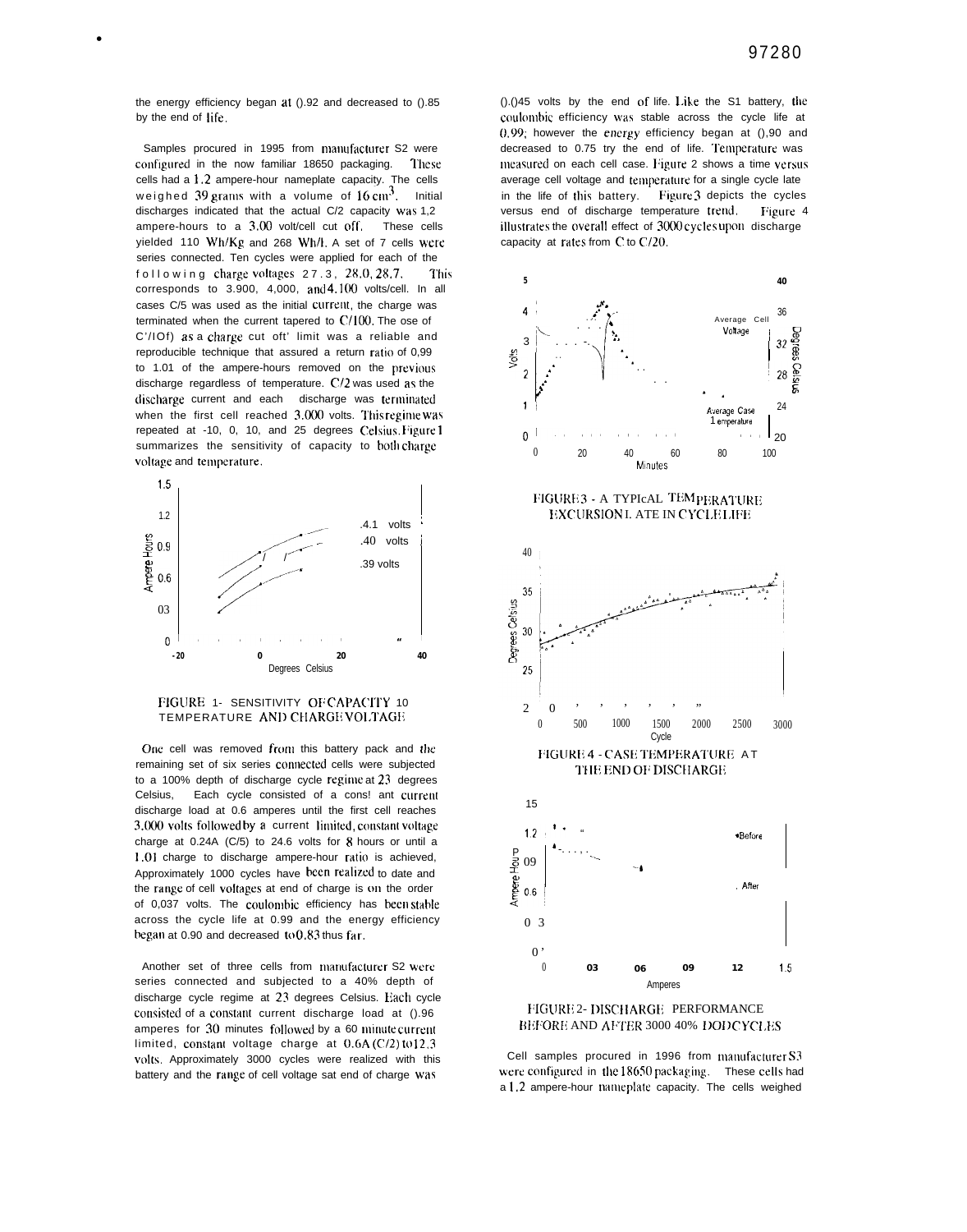the energy efficiency began at 0.92 and decreased to 0.85 by the end of life.

Samples procured in 1995 from manufacturer S2 were configured in the now familiar 18650 packaging. These cells had a 1.2 ampere-hour nameplate capacity. The cells weighed 39 grams with a volume of 16 $cm^3$. Initial discharges indicated that the actual C/2 capacity was 1.2 ampere-hours to a 3.00 volt/cell cut off. These cells yielded 110 Wh/Kg and 268 Wh/l. A set of 7 cells were series connected. Ten cycles were applied for each of the following charge voltages 27.3, 28.0, 28.7. This corresponds to 3.900, 4.000, and 4.100 volts/cell. In all cases C/5 was used as the initial current, the charge was terminated when the current tapered to C/100. The use of C/100 as a charge cut off limit was a reliable and reproducible technique that assured a return ratio of 0.99 to 1.01 of the ampere-hours removed on the previous discharge regardless of temperature. C/2 was used as the discharge current and each discharge was terminated when the first cell reached 3.000 volts. This regime was repeated at -10, 0, 10, and 25 degrees Celsius. Figure 1 summarizes the sensitivity of capacity to both charge voltage and temperature.

FIGURE 1 - SENSITIVITY OF CAPACITY TO TEMPERATURE AND CHARGE VOLTAGE

One cell was removed from this battery pack and the remaining set of six series connected cells were subjected to a 100% depth of discharge cycle regime at 23 degrees Celsius. Each cycle consisted of a constant current discharge load at 0.6 amperes until the first cell reaches 3.000 volts followed by a current limited, constant voltage charge at 0.24A (C/5) to 24.6 volts for 8 hours or until a 1.01 charge to discharge ampere-hour ratio is achieved. Approximately 1000 cycles have been realized to date and the range of cell voltages at end of charge is on the order of 0.037 volts. The coulombic efficiency has been stable across the cycle life at 0.99 and the energy efficiency began at 0.90 and decreased to 0.83 thus far.

Another set of three cells from manufacturer S2 were series connected and subjected to a 40% depth of discharge cycle regime at 23 degrees Celsius. Each cycle consisted of a constant current discharge load at 0.96 amperes for 30 minutes followed by a 60 minute current limited, constant voltage charge at 0.6A (C/2) to 12.3 volts. Approximately 3000 cycles were realized with this battery and the range of cell voltages at end of charge was 0.045 volts by the end of life. Like the S1 battery, the coulombic efficiency was stable across the cycle life at 0.99; however the energy efficiency began at 0.90 and decreased to 0.75 by the end of life. Temperature was measured on each cell case. Figure 2 shows a time versus average cell voltage and temperature for a single cycle late in the life of this battery. Figure 3 depicts the cycles versus end of discharge temperature trend. Figure 4 illustrates the overall effect of 3000 cycles upon discharge capacity at rates from C to C/20.

FIGURE 3 - A TYPICAL TEMPERATURE EXCURSION LATE IN CYCLE LIFE

FIGURE 4 - CASE TEMPERATURE AT THE END OF DISCHARGE

FIGURE 2 - DISCHARGE PERFORMANCE BEFORE AND AFTER 3000 40% DOD CYCLES

Cell samples procured in 1996 from manufacturer S3 were configured in the 18650 packaging. These cells had a 1.2 ampere-hour nameplate capacity. The cells weighed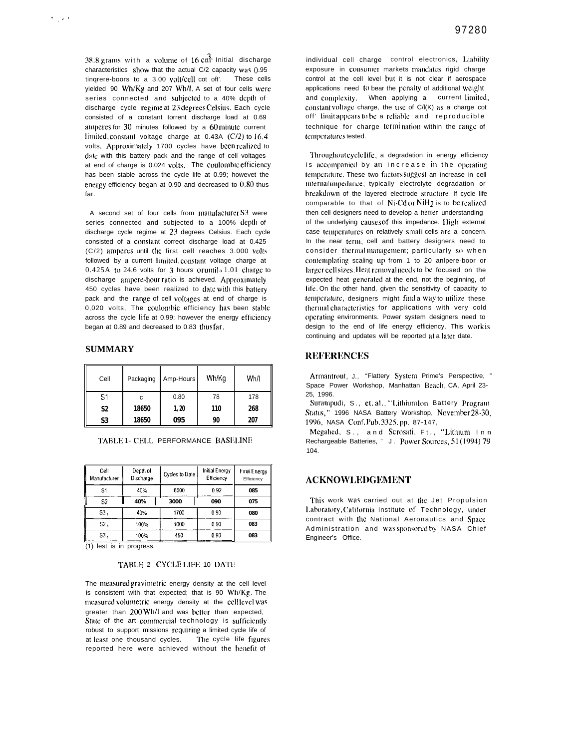38.8 grams with a volume of 16 cm³. Initial discharge characteristics show that the actual C/2 capacity was ().95 tinqrere-boors to a 3.00 volt/cell cot oft'. These cells yielded 90 Wh/Kg and 207 Wh/l. A set of four cells were series connected and subjected to a 40% depth of discharge cycle regime at 23 degrees Celsius. Each cycle consisted of a constant torrent discharge load at 0.69 amperes for 30 minutes followed by a 60 minute current limited, constant voltage charge at 0.43A (C/2) to 16.4 volts, Approximately 1700 cycles have been realized to date with this battery pack and the range of cell voltages at end of charge is 0.024 volts, The coulombic efficiency has been stable across the cycle life at 0.99; howevet the energy efficiency began at 0.90 and decreased to 0.80 thus far.

A second set of four cells from manufacturer S3 were series connected and subjected to a 100% depth of discharge cycle regime at 23 degrees Celsius. Each cycle consisted of a constant correot discharge load at 0.425 (C/2) amperes until the first cell reaches 3.000 volts followed by a current limited, constant voltage charge at 0.425A to 24.6 volts for 3 hours oruntil a 1.01 charge to discharge ampere-hour ratio is achieved. Approximately 450 cycles have been realized to date with this battery pack and the range of voltages at end of charge is 0,020 volts, The coulombic efficiency has been stable across the cycle life at 0.99; however the energy efficiency began at 0.89 and decreased to 0.83 thusfar.

## SUMMARY

| Cell | Packaging | Amp-Hours | Wh/Kg | Wh/l |
|---|---|---|---|---|
| S1 | c | 0.80 | 78 | 178 |
| **S2** | **18650** | **1, 20** | **110** | **268** |
| **S3** | **18650** | **095** | **90** | **207** |

TABLE 1- CELL PERFORMANCE BASELINE

| Cell Manufacturer | Depth of Discharge | Cycles to Date | Initial Energy Efficiency | Final Energy Efficiency |
|---|---|---|---|---|
| S1 | 40% | 6000 | 0 92 | **085** |
| S2 | **40%** | **3000** | **090** | **075** |
| S3 ₁ | 40% | 1700 | 0 90 | **080** |
| S2 ₁ | 100% | 1000 | 0 90 | **083** |
| S3 ₁ | 100% | 450 | 0 90 | **083** |

(1) lest is in progress,

TABLE 2- CYCLE LIFE 10 DATE

The measured gravimetric energy density at the cell level is consistent with that expected; that is 90 Wh/Kg. The measured volumetric energy density at the celllevel was greater than 200 Wh/l and was better than expected, State of the art commercial technology is sufficiently robust to support missions requiring a limited cycle life of at least one thousand cycles. The cycle life figures reported here were achieved without the benefit of individual cell charge control electronics, Liability exposure in consumer markets mandates rigid charge control at the cell level but it is not clear if aerospace applications need to bear the penalty of additional weight and complexity. When applying a current limited, constant voltage charge, the use of C/l(K) as a charge cot off' limit appears to be a reliable and reproducible technique for charge termination within the range of temperatures tested.

Throughout cycle life, a degradation in energy efficiency is accompanied by an increase in the operating temperature. These two factors suggest an increase in cell internal impedance; typically electrolyte degradation or breakdown of the layered electrode structure. If cycle life comparable to that of Ni-Cd or NiH2 is to be realized then cell designers need to develop a better understanding of the underlying causes of this impedance. High external case temperatures on relatively small cells are a concern. In the near term, cell and battery designers need to consider thermal management; particularly so when contemplating scaling up from 1 to 20 anlpere-boor or larger cell sizes. Heat removal needs to be focused on the expected heat generated at the end, not the beginning, of life. On the other hand, given the sensitivity of capacity to temperature, designers might find a way to utilize these thermal characteristics for applications with very cold operating environments. Power system designers need to design to the end of life energy efficiency, This work is continuing and updates will be reported at a later date.

## REFERENCES

Armantrout, J., "Flattery System Prime's Perspective, " Space Power Workshop, Manhattan Beach, CA, April 23-25, 1996.

Surampudi, S., et. al., "LithiumIon Battery Program Status," 1996 NASA Battery Workshop, November 28-30, 1996, NASA Conf. Pub. 3325, pp. 87-147,

Megahed, S., and Scrosati, Ft., "Lithium Inn Rechargeable Batteries, " J. Power Sources, 51 (1994) 79 104.

## ACKNOWLEDGEMENT

This work was carried out at the Jet Propulsion Laboratory, California Institute of Technology, under contract with the National Aeronautics and Space Administration and was sponsored by NASA Chief Engineer's Office.